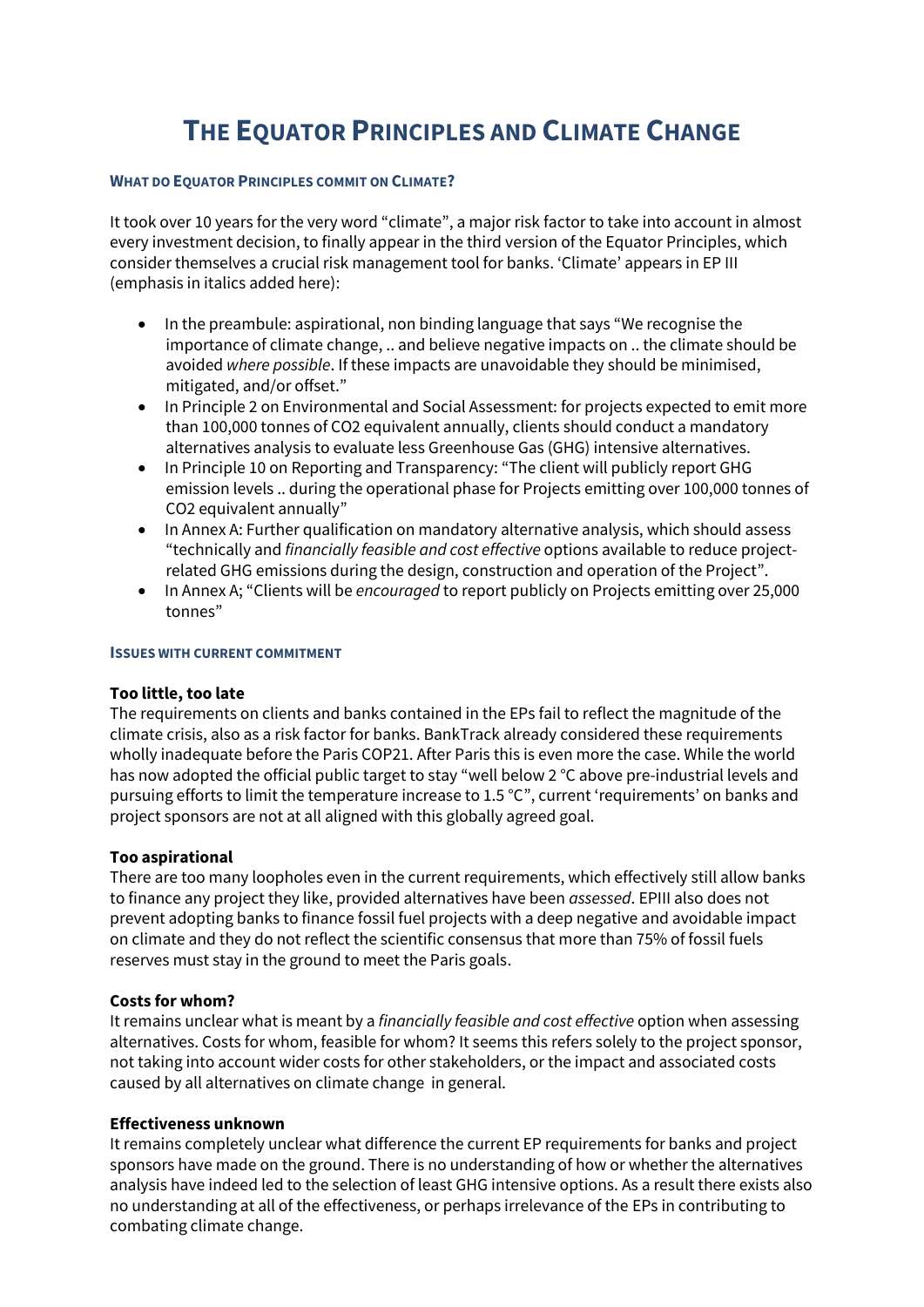# The Equator Principles and Climate Change

### What do Equator Principles commit on Climate?

It took over 10 years for the very word "climate", a major risk factor to take into account in almost every investment decision, to finally appear in the third version of the Equator Principles, which consider themselves a crucial risk management tool for banks. 'Climate' appears in EP III (emphasis in italics added here):

- In the preambule: aspirational, non binding language that says "We recognise the importance of climate change, .. and believe negative impacts on .. the climate should be avoided *where possible*. If these impacts are unavoidable they should be minimised, mitigated, and/or offset."
- In Principle 2 on Environmental and Social Assessment: for projects expected to emit more than 100,000 tonnes of CO2 equivalent annually, clients should conduct a mandatory alternatives analysis to evaluate less Greenhouse Gas (GHG) intensive alternatives.
- In Principle 10 on Reporting and Transparency: "The client will publicly report GHG emission levels .. during the operational phase for Projects emitting over 100,000 tonnes of CO2 equivalent annually"
- In Annex A: Further qualification on mandatory alternative analysis, which should assess "technically and *financially feasible and cost effective* options available to reduce project-related GHG emissions during the design, construction and operation of the Project".
- In Annex A; "Clients will be *encouraged* to report publicly on Projects emitting over 25,000 tonnes"

### Issues with current commitment

**Too little, too late**
The requirements on clients and banks contained in the EPs fail to reflect the magnitude of the climate crisis, also as a risk factor for banks. BankTrack already considered these requirements wholly inadequate before the Paris COP21. After Paris this is even more the case. While the world has now adopted the official public target to stay "well below 2 °C above pre-industrial levels and pursuing efforts to limit the temperature increase to 1.5 °C", current 'requirements' on banks and project sponsors are not at all aligned with this globally agreed goal.

**Too aspirational**
There are too many loopholes even in the current requirements, which effectively still allow banks to finance any project they like, provided alternatives have been *assessed*. EPIII also does not prevent adopting banks to finance fossil fuel projects with a deep negative and avoidable impact on climate and they do not reflect the scientific consensus that more than 75% of fossil fuels reserves must stay in the ground to meet the Paris goals.

**Costs for whom?**
It remains unclear what is meant by a *financially feasible and cost effective* option when assessing alternatives. Costs for whom, feasible for whom? It seems this refers solely to the project sponsor, not taking into account wider costs for other stakeholders, or the impact and associated costs caused by all alternatives on climate change in general.

**Effectiveness unknown**
It remains completely unclear what difference the current EP requirements for banks and project sponsors have made on the ground. There is no understanding of how or whether the alternatives analysis have indeed led to the selection of least GHG intensive options. As a result there exists also no understanding at all of the effectiveness, or perhaps irrelevance of the EPs in contributing to combating climate change.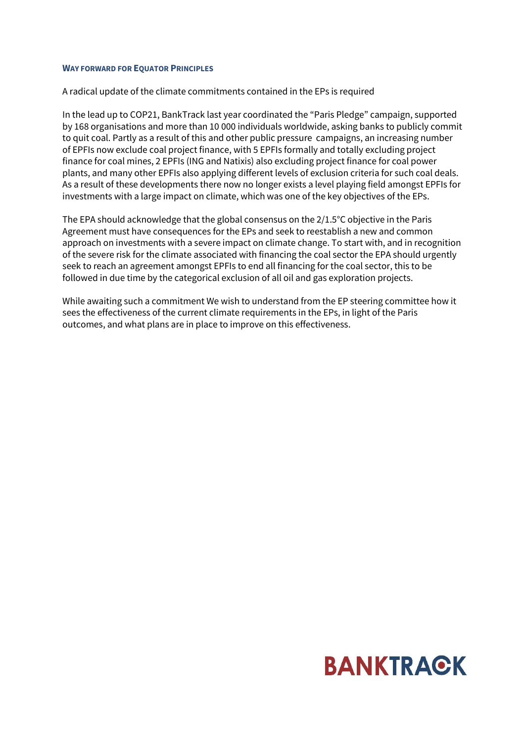### WAY FORWARD FOR EQUATOR PRINCIPLES

A radical update of the climate commitments contained in the EPs is required

In the lead up to COP21, BankTrack last year coordinated the "Paris Pledge" campaign, supported by 168 organisations and more than 10 000 individuals worldwide, asking banks to publicly commit to quit coal. Partly as a result of this and other public pressure campaigns, an increasing number of EPFIs now exclude coal project finance, with 5 EPFIs formally and totally excluding project finance for coal mines, 2 EPFIs (ING and Natixis) also excluding project finance for coal power plants, and many other EPFIs also applying different levels of exclusion criteria for such coal deals. As a result of these developments there now no longer exists a level playing field amongst EPFIs for investments with a large impact on climate, which was one of the key objectives of the EPs.

The EPA should acknowledge that the global consensus on the 2/1.5°C objective in the Paris Agreement must have consequences for the EPs and seek to reestablish a new and common approach on investments with a severe impact on climate change. To start with, and in recognition of the severe risk for the climate associated with financing the coal sector the EPA should urgently seek to reach an agreement amongst EPFIs to end all financing for the coal sector, this to be followed in due time by the categorical exclusion of all oil and gas exploration projects.

While awaiting such a commitment We wish to understand from the EP steering committee how it sees the effectiveness of the current climate requirements in the EPs, in light of the Paris outcomes, and what plans are in place to improve on this effectiveness.

BANKTRACK